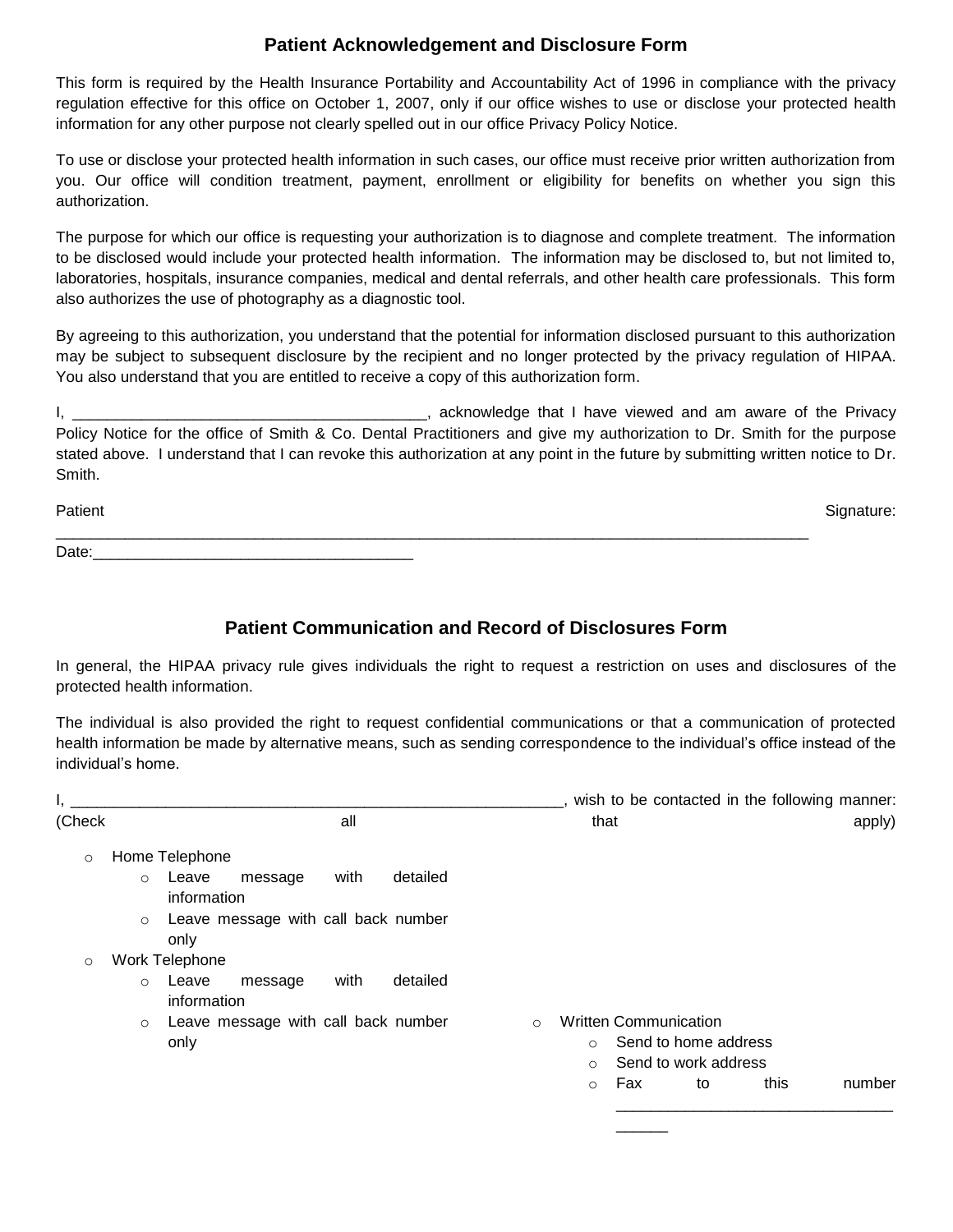## Patient Acknowledgement and Disclosure Form

This form is required by the Health Insurance Portability and Accountability Act of 1996 in compliance with the privacy regulation effective for this office on October 1, 2007, only if our office wishes to use or disclose your protected health information for any other purpose not clearly spelled out in our office Privacy Policy Notice.

To use or disclose your protected health information in such cases, our office must receive prior written authorization from you. Our office will condition treatment, payment, enrollment or eligibility for benefits on whether you sign this authorization.

The purpose for which our office is requesting your authorization is to diagnose and complete treatment. The information to be disclosed would include your protected health information. The information may be disclosed to, but not limited to, laboratories, hospitals, insurance companies, medical and dental referrals, and other health care professionals. This form also authorizes the use of photography as a diagnostic tool.

By agreeing to this authorization, you understand that the potential for information disclosed pursuant to this authorization may be subject to subsequent disclosure by the recipient and no longer protected by the privacy regulation of HIPAA. You also understand that you are entitled to receive a copy of this authorization form.

I, ________________________________________, acknowledge that I have viewed and am aware of the Privacy Policy Notice for the office of Smith & Co. Dental Practitioners and give my authorization to Dr. Smith for the purpose stated above. I understand that I can revoke this authorization at any point in the future by submitting written notice to Dr. Smith.

Patient Signature: ________________________________________________________________________________________

Date:_____________________________________

## Patient Communication and Record of Disclosures Form

In general, the HIPAA privacy rule gives individuals the right to request a restriction on uses and disclosures of the protected health information.

The individual is also provided the right to request confidential communications or that a communication of protected health information be made by alternative means, such as sending correspondence to the individual's office instead of the individual's home.

I, _________________________________________________________, wish to be contacted in the following manner: (Check all that apply)

- Home Telephone
  - Leave message with detailed information
  - Leave message with call back number only
- Work Telephone
  - Leave message with detailed information
  - Leave message with call back number only
- Written Communication
  - Send to home address
  - Send to work address
  - Fax to this number _____________________________________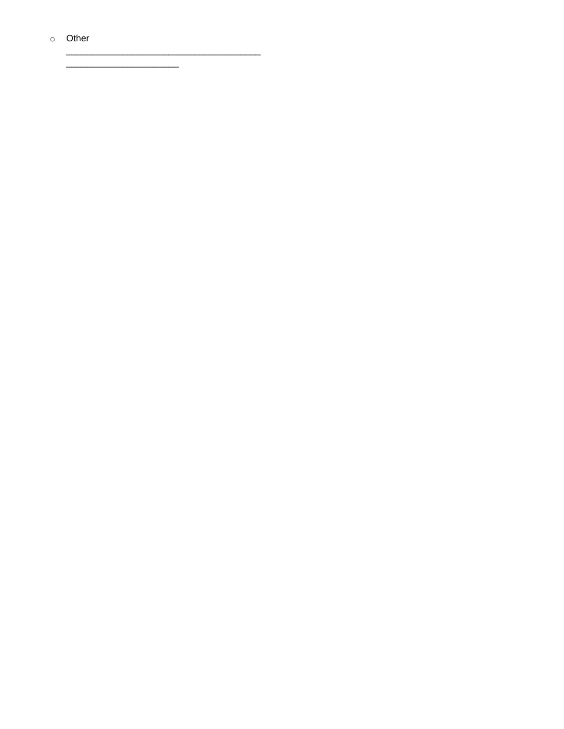- Other ______________________________________ ______________________